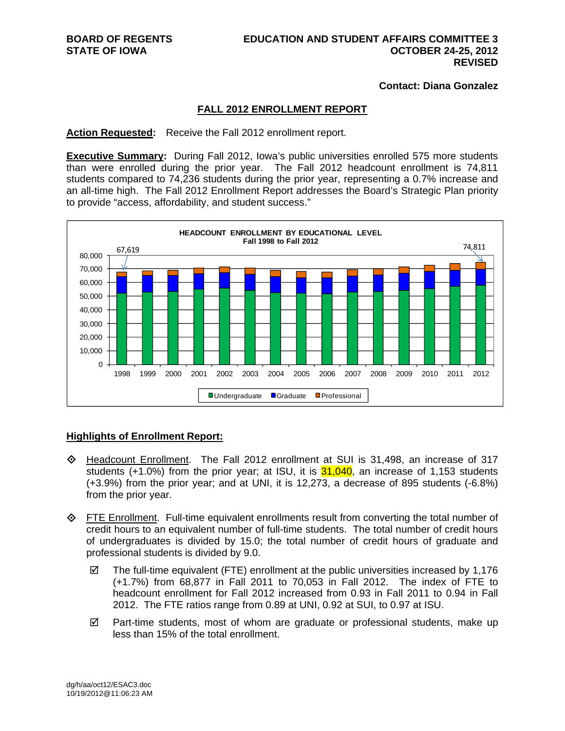**BOARD OF REGENTS**
**STATE OF IOWA**

**EDUCATION AND STUDENT AFFAIRS COMMITTEE 3**
**OCTOBER 24-25, 2012**
**REVISED**

**Contact: Diana Gonzalez**

## FALL 2012 ENROLLMENT REPORT

**Action Requested:** Receive the Fall 2012 enrollment report.

**Executive Summary:** During Fall 2012, Iowa's public universities enrolled 575 more students than were enrolled during the prior year. The Fall 2012 headcount enrollment is 74,811 students compared to 74,236 students during the prior year, representing a 0.7% increase and an all-time high. The Fall 2012 Enrollment Report addresses the Board's Strategic Plan priority to provide "access, affordability, and student success."

**HEADCOUNT ENROLLMENT BY EDUCATIONAL LEVEL**
**Fall 1998 to Fall 2012**

(Stacked bar chart, 1998–2012: Undergraduate, Graduate, Professional. 1998: 67,619; 2012: 74,811)

### Highlights of Enrollment Report:

- Headcount Enrollment. The Fall 2012 enrollment at SUI is 31,498, an increase of 317 students (+1.0%) from the prior year; at ISU, it is 31,040, an increase of 1,153 students (+3.9%) from the prior year; and at UNI, it is 12,273, a decrease of 895 students (-6.8%) from the prior year.

- FTE Enrollment. Full-time equivalent enrollments result from converting the total number of credit hours to an equivalent number of full-time students. The total number of credit hours of undergraduates is divided by 15.0; the total number of credit hours of graduate and professional students is divided by 9.0.

  - ☑ The full-time equivalent (FTE) enrollment at the public universities increased by 1,176 (+1.7%) from 68,877 in Fall 2011 to 70,053 in Fall 2012. The index of FTE to headcount enrollment for Fall 2012 increased from 0.93 in Fall 2011 to 0.94 in Fall 2012. The FTE ratios range from 0.89 at UNI, 0.92 at SUI, to 0.97 at ISU.

  - ☑ Part-time students, most of whom are graduate or professional students, make up less than 15% of the total enrollment.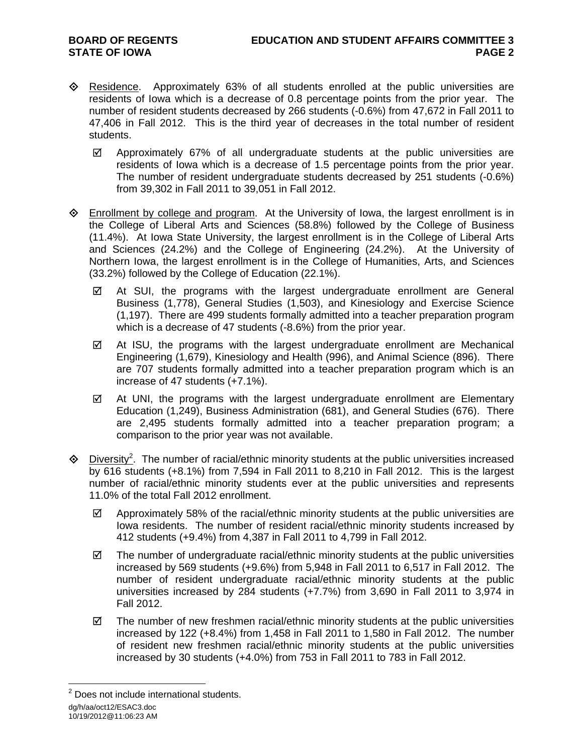- Residence. Approximately 63% of all students enrolled at the public universities are residents of Iowa which is a decrease of 0.8 percentage points from the prior year. The number of resident students decreased by 266 students (-0.6%) from 47,672 in Fall 2011 to 47,406 in Fall 2012. This is the third year of decreases in the total number of resident students.
  - ☑ Approximately 67% of all undergraduate students at the public universities are residents of Iowa which is a decrease of 1.5 percentage points from the prior year. The number of resident undergraduate students decreased by 251 students (-0.6%) from 39,302 in Fall 2011 to 39,051 in Fall 2012.

- Enrollment by college and program. At the University of Iowa, the largest enrollment is in the College of Liberal Arts and Sciences (58.8%) followed by the College of Business (11.4%). At Iowa State University, the largest enrollment is in the College of Liberal Arts and Sciences (24.2%) and the College of Engineering (24.2%). At the University of Northern Iowa, the largest enrollment is in the College of Humanities, Arts, and Sciences (33.2%) followed by the College of Education (22.1%).
  - ☑ At SUI, the programs with the largest undergraduate enrollment are General Business (1,778), General Studies (1,503), and Kinesiology and Exercise Science (1,197). There are 499 students formally admitted into a teacher preparation program which is a decrease of 47 students (-8.6%) from the prior year.
  - ☑ At ISU, the programs with the largest undergraduate enrollment are Mechanical Engineering (1,679), Kinesiology and Health (996), and Animal Science (896). There are 707 students formally admitted into a teacher preparation program which is an increase of 47 students (+7.1%).
  - ☑ At UNI, the programs with the largest undergraduate enrollment are Elementary Education (1,249), Business Administration (681), and General Studies (676). There are 2,495 students formally admitted into a teacher preparation program; a comparison to the prior year was not available.

- Diversity[2]. The number of racial/ethnic minority students at the public universities increased by 616 students (+8.1%) from 7,594 in Fall 2011 to 8,210 in Fall 2012. This is the largest number of racial/ethnic minority students ever at the public universities and represents 11.0% of the total Fall 2012 enrollment.
  - ☑ Approximately 58% of the racial/ethnic minority students at the public universities are Iowa residents. The number of resident racial/ethnic minority students increased by 412 students (+9.4%) from 4,387 in Fall 2011 to 4,799 in Fall 2012.
  - ☑ The number of undergraduate racial/ethnic minority students at the public universities increased by 569 students (+9.6%) from 5,948 in Fall 2011 to 6,517 in Fall 2012. The number of resident undergraduate racial/ethnic minority students at the public universities increased by 284 students (+7.7%) from 3,690 in Fall 2011 to 3,974 in Fall 2012.
  - ☑ The number of new freshmen racial/ethnic minority students at the public universities increased by 122 (+8.4%) from 1,458 in Fall 2011 to 1,580 in Fall 2012. The number of resident new freshmen racial/ethnic minority students at the public universities increased by 30 students (+4.0%) from 753 in Fall 2011 to 783 in Fall 2012.

[2] Does not include international students.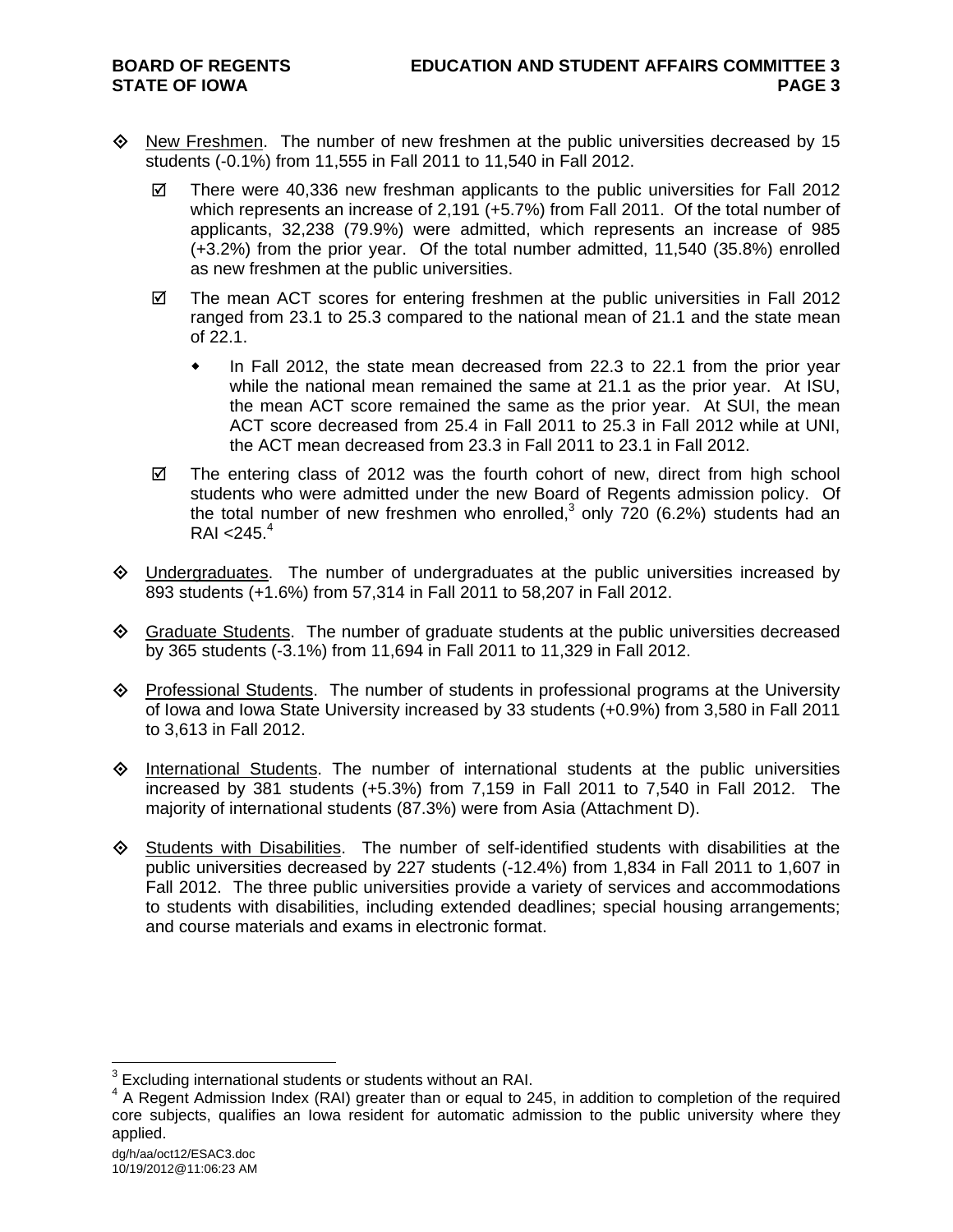- <u>New Freshmen</u>. The number of new freshmen at the public universities decreased by 15 students (-0.1%) from 11,555 in Fall 2011 to 11,540 in Fall 2012.

  - ☑ There were 40,336 new freshman applicants to the public universities for Fall 2012 which represents an increase of 2,191 (+5.7%) from Fall 2011. Of the total number of applicants, 32,238 (79.9%) were admitted, which represents an increase of 985 (+3.2%) from the prior year. Of the total number admitted, 11,540 (35.8%) enrolled as new freshmen at the public universities.

  - ☑ The mean ACT scores for entering freshmen at the public universities in Fall 2012 ranged from 23.1 to 25.3 compared to the national mean of 21.1 and the state mean of 22.1.

    - In Fall 2012, the state mean decreased from 22.3 to 22.1 from the prior year while the national mean remained the same at 21.1 as the prior year. At ISU, the mean ACT score remained the same as the prior year. At SUI, the mean ACT score decreased from 25.4 in Fall 2011 to 25.3 in Fall 2012 while at UNI, the ACT mean decreased from 23.3 in Fall 2011 to 23.1 in Fall 2012.

  - ☑ The entering class of 2012 was the fourth cohort of new, direct from high school students who were admitted under the new Board of Regents admission policy. Of the total number of new freshmen who enrolled,[3] only 720 (6.2%) students had an RAI <245.[4]

- <u>Undergraduates</u>. The number of undergraduates at the public universities increased by 893 students (+1.6%) from 57,314 in Fall 2011 to 58,207 in Fall 2012.

- <u>Graduate Students</u>. The number of graduate students at the public universities decreased by 365 students (-3.1%) from 11,694 in Fall 2011 to 11,329 in Fall 2012.

- <u>Professional Students</u>. The number of students in professional programs at the University of Iowa and Iowa State University increased by 33 students (+0.9%) from 3,580 in Fall 2011 to 3,613 in Fall 2012.

- <u>International Students</u>. The number of international students at the public universities increased by 381 students (+5.3%) from 7,159 in Fall 2011 to 7,540 in Fall 2012. The majority of international students (87.3%) were from Asia (Attachment D).

- <u>Students with Disabilities</u>. The number of self-identified students with disabilities at the public universities decreased by 227 students (-12.4%) from 1,834 in Fall 2011 to 1,607 in Fall 2012. The three public universities provide a variety of services and accommodations to students with disabilities, including extended deadlines; special housing arrangements; and course materials and exams in electronic format.

---

[3] Excluding international students or students without an RAI.

[4] A Regent Admission Index (RAI) greater than or equal to 245, in addition to completion of the required core subjects, qualifies an Iowa resident for automatic admission to the public university where they applied.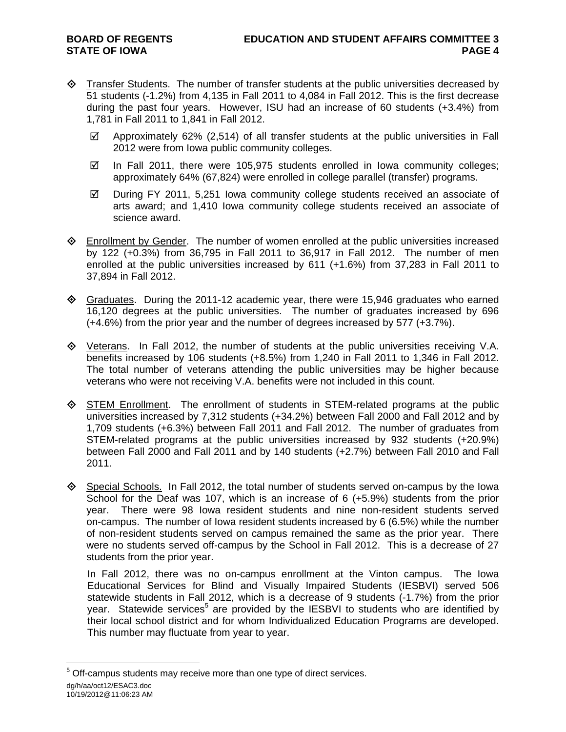- Transfer Students. The number of transfer students at the public universities decreased by 51 students (-1.2%) from 4,135 in Fall 2011 to 4,084 in Fall 2012. This is the first decrease during the past four years. However, ISU had an increase of 60 students (+3.4%) from 1,781 in Fall 2011 to 1,841 in Fall 2012.

  - ☑ Approximately 62% (2,514) of all transfer students at the public universities in Fall 2012 were from Iowa public community colleges.
  - ☑ In Fall 2011, there were 105,975 students enrolled in Iowa community colleges; approximately 64% (67,824) were enrolled in college parallel (transfer) programs.
  - ☑ During FY 2011, 5,251 Iowa community college students received an associate of arts award; and 1,410 Iowa community college students received an associate of science award.

- Enrollment by Gender. The number of women enrolled at the public universities increased by 122 (+0.3%) from 36,795 in Fall 2011 to 36,917 in Fall 2012. The number of men enrolled at the public universities increased by 611 (+1.6%) from 37,283 in Fall 2011 to 37,894 in Fall 2012.

- Graduates. During the 2011-12 academic year, there were 15,946 graduates who earned 16,120 degrees at the public universities. The number of graduates increased by 696 (+4.6%) from the prior year and the number of degrees increased by 577 (+3.7%).

- Veterans. In Fall 2012, the number of students at the public universities receiving V.A. benefits increased by 106 students (+8.5%) from 1,240 in Fall 2011 to 1,346 in Fall 2012. The total number of veterans attending the public universities may be higher because veterans who were not receiving V.A. benefits were not included in this count.

- STEM Enrollment. The enrollment of students in STEM-related programs at the public universities increased by 7,312 students (+34.2%) between Fall 2000 and Fall 2012 and by 1,709 students (+6.3%) between Fall 2011 and Fall 2012. The number of graduates from STEM-related programs at the public universities increased by 932 students (+20.9%) between Fall 2000 and Fall 2011 and by 140 students (+2.7%) between Fall 2010 and Fall 2011.

- Special Schools. In Fall 2012, the total number of students served on-campus by the Iowa School for the Deaf was 107, which is an increase of 6 (+5.9%) students from the prior year. There were 98 Iowa resident students and nine non-resident students served on-campus. The number of Iowa resident students increased by 6 (6.5%) while the number of non-resident students served on campus remained the same as the prior year. There were no students served off-campus by the School in Fall 2012. This is a decrease of 27 students from the prior year.

  In Fall 2012, there was no on-campus enrollment at the Vinton campus. The Iowa Educational Services for Blind and Visually Impaired Students (IESBVI) served 506 statewide students in Fall 2012, which is a decrease of 9 students (-1.7%) from the prior year. Statewide services[5] are provided by the IESBVI to students who are identified by their local school district and for whom Individualized Education Programs are developed. This number may fluctuate from year to year.

---

[5] Off-campus students may receive more than one type of direct services.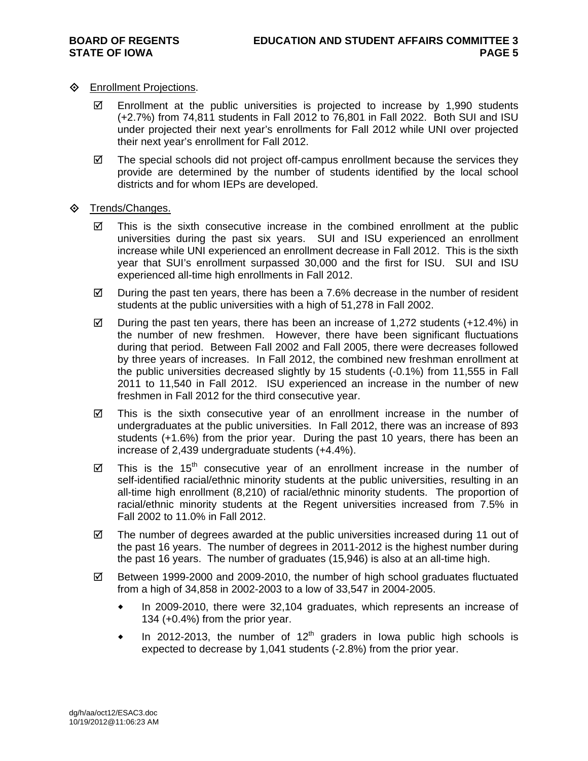- Enrollment Projections.

  - ☑ Enrollment at the public universities is projected to increase by 1,990 students (+2.7%) from 74,811 students in Fall 2012 to 76,801 in Fall 2022. Both SUI and ISU under projected their next year's enrollments for Fall 2012 while UNI over projected their next year's enrollment for Fall 2012.
  - ☑ The special schools did not project off-campus enrollment because the services they provide are determined by the number of students identified by the local school districts and for whom IEPs are developed.

- Trends/Changes.

  - ☑ This is the sixth consecutive increase in the combined enrollment at the public universities during the past six years. SUI and ISU experienced an enrollment increase while UNI experienced an enrollment decrease in Fall 2012. This is the sixth year that SUI's enrollment surpassed 30,000 and the first for ISU. SUI and ISU experienced all-time high enrollments in Fall 2012.
  - ☑ During the past ten years, there has been a 7.6% decrease in the number of resident students at the public universities with a high of 51,278 in Fall 2002.
  - ☑ During the past ten years, there has been an increase of 1,272 students (+12.4%) in the number of new freshmen. However, there have been significant fluctuations during that period. Between Fall 2002 and Fall 2005, there were decreases followed by three years of increases. In Fall 2012, the combined new freshman enrollment at the public universities decreased slightly by 15 students (-0.1%) from 11,555 in Fall 2011 to 11,540 in Fall 2012. ISU experienced an increase in the number of new freshmen in Fall 2012 for the third consecutive year.
  - ☑ This is the sixth consecutive year of an enrollment increase in the number of undergraduates at the public universities. In Fall 2012, there was an increase of 893 students (+1.6%) from the prior year. During the past 10 years, there has been an increase of 2,439 undergraduate students (+4.4%).
  - ☑ This is the 15th consecutive year of an enrollment increase in the number of self-identified racial/ethnic minority students at the public universities, resulting in an all-time high enrollment (8,210) of racial/ethnic minority students. The proportion of racial/ethnic minority students at the Regent universities increased from 7.5% in Fall 2002 to 11.0% in Fall 2012.
  - ☑ The number of degrees awarded at the public universities increased during 11 out of the past 16 years. The number of degrees in 2011-2012 is the highest number during the past 16 years. The number of graduates (15,946) is also at an all-time high.
  - ☑ Between 1999-2000 and 2009-2010, the number of high school graduates fluctuated from a high of 34,858 in 2002-2003 to a low of 33,547 in 2004-2005.
    - In 2009-2010, there were 32,104 graduates, which represents an increase of 134 (+0.4%) from the prior year.
    - In 2012-2013, the number of 12th graders in Iowa public high schools is expected to decrease by 1,041 students (-2.8%) from the prior year.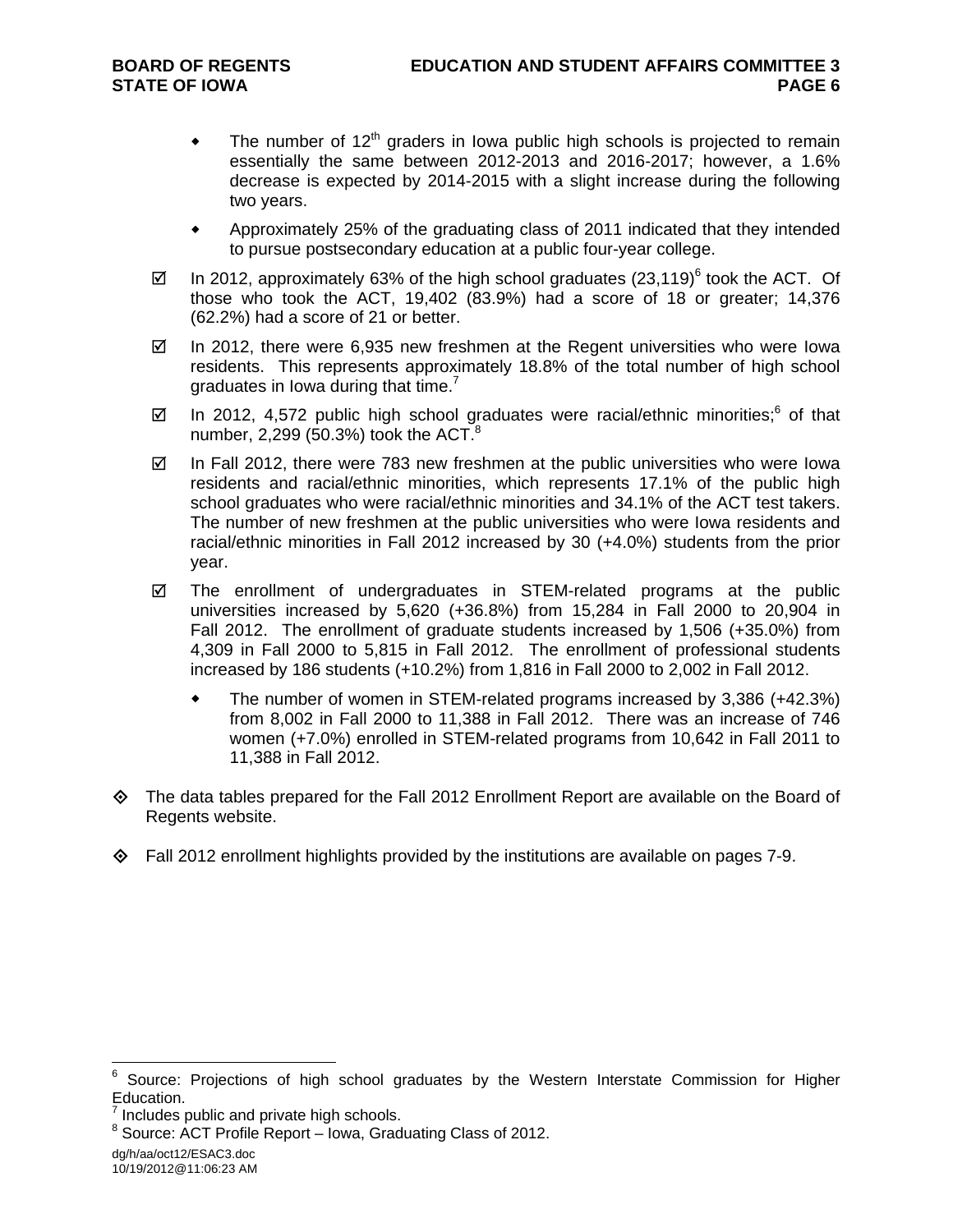- The number of 12th graders in Iowa public high schools is projected to remain essentially the same between 2012-2013 and 2016-2017; however, a 1.6% decrease is expected by 2014-2015 with a slight increase during the following two years.

- Approximately 25% of the graduating class of 2011 indicated that they intended to pursue postsecondary education at a public four-year college.

☑ In 2012, approximately 63% of the high school graduates (23,119)[6] took the ACT. Of those who took the ACT, 19,402 (83.9%) had a score of 18 or greater; 14,376 (62.2%) had a score of 21 or better.

☑ In 2012, there were 6,935 new freshmen at the Regent universities who were Iowa residents. This represents approximately 18.8% of the total number of high school graduates in Iowa during that time.[7]

☑ In 2012, 4,572 public high school graduates were racial/ethnic minorities;[6] of that number, 2,299 (50.3%) took the ACT.[8]

☑ In Fall 2012, there were 783 new freshmen at the public universities who were Iowa residents and racial/ethnic minorities, which represents 17.1% of the public high school graduates who were racial/ethnic minorities and 34.1% of the ACT test takers. The number of new freshmen at the public universities who were Iowa residents and racial/ethnic minorities in Fall 2012 increased by 30 (+4.0%) students from the prior year.

☑ The enrollment of undergraduates in STEM-related programs at the public universities increased by 5,620 (+36.8%) from 15,284 in Fall 2000 to 20,904 in Fall 2012. The enrollment of graduate students increased by 1,506 (+35.0%) from 4,309 in Fall 2000 to 5,815 in Fall 2012. The enrollment of professional students increased by 186 students (+10.2%) from 1,816 in Fall 2000 to 2,002 in Fall 2012.

  - The number of women in STEM-related programs increased by 3,386 (+42.3%) from 8,002 in Fall 2000 to 11,388 in Fall 2012. There was an increase of 746 women (+7.0%) enrolled in STEM-related programs from 10,642 in Fall 2011 to 11,388 in Fall 2012.

◇ The data tables prepared for the Fall 2012 Enrollment Report are available on the Board of Regents website.

◇ Fall 2012 enrollment highlights provided by the institutions are available on pages 7-9.

---

[6] Source: Projections of high school graduates by the Western Interstate Commission for Higher Education.

[7] Includes public and private high schools.

[8] Source: ACT Profile Report – Iowa, Graduating Class of 2012.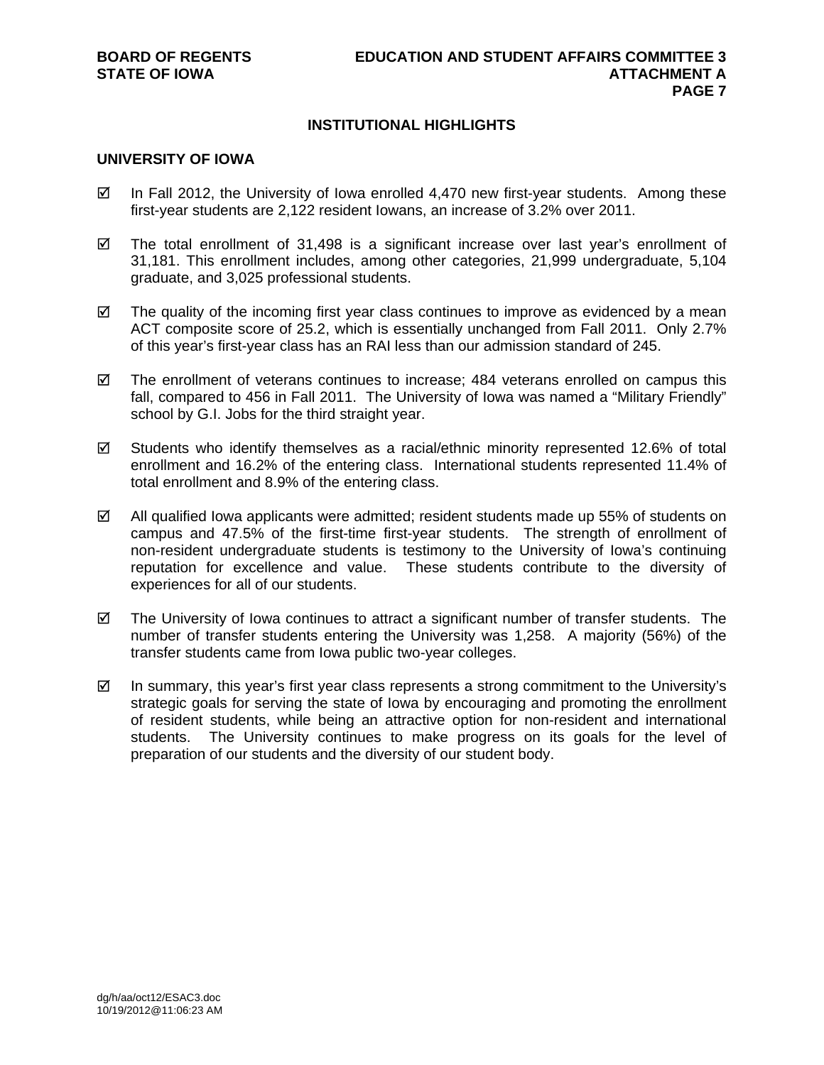## INSTITUTIONAL HIGHLIGHTS

### UNIVERSITY OF IOWA

- ☑ In Fall 2012, the University of Iowa enrolled 4,470 new first-year students. Among these first-year students are 2,122 resident Iowans, an increase of 3.2% over 2011.

- ☑ The total enrollment of 31,498 is a significant increase over last year's enrollment of 31,181. This enrollment includes, among other categories, 21,999 undergraduate, 5,104 graduate, and 3,025 professional students.

- ☑ The quality of the incoming first year class continues to improve as evidenced by a mean ACT composite score of 25.2, which is essentially unchanged from Fall 2011. Only 2.7% of this year's first-year class has an RAI less than our admission standard of 245.

- ☑ The enrollment of veterans continues to increase; 484 veterans enrolled on campus this fall, compared to 456 in Fall 2011. The University of Iowa was named a "Military Friendly" school by G.I. Jobs for the third straight year.

- ☑ Students who identify themselves as a racial/ethnic minority represented 12.6% of total enrollment and 16.2% of the entering class. International students represented 11.4% of total enrollment and 8.9% of the entering class.

- ☑ All qualified Iowa applicants were admitted; resident students made up 55% of students on campus and 47.5% of the first-time first-year students. The strength of enrollment of non-resident undergraduate students is testimony to the University of Iowa's continuing reputation for excellence and value. These students contribute to the diversity of experiences for all of our students.

- ☑ The University of Iowa continues to attract a significant number of transfer students. The number of transfer students entering the University was 1,258. A majority (56%) of the transfer students came from Iowa public two-year colleges.

- ☑ In summary, this year's first year class represents a strong commitment to the University's strategic goals for serving the state of Iowa by encouraging and promoting the enrollment of resident students, while being an attractive option for non-resident and international students. The University continues to make progress on its goals for the level of preparation of our students and the diversity of our student body.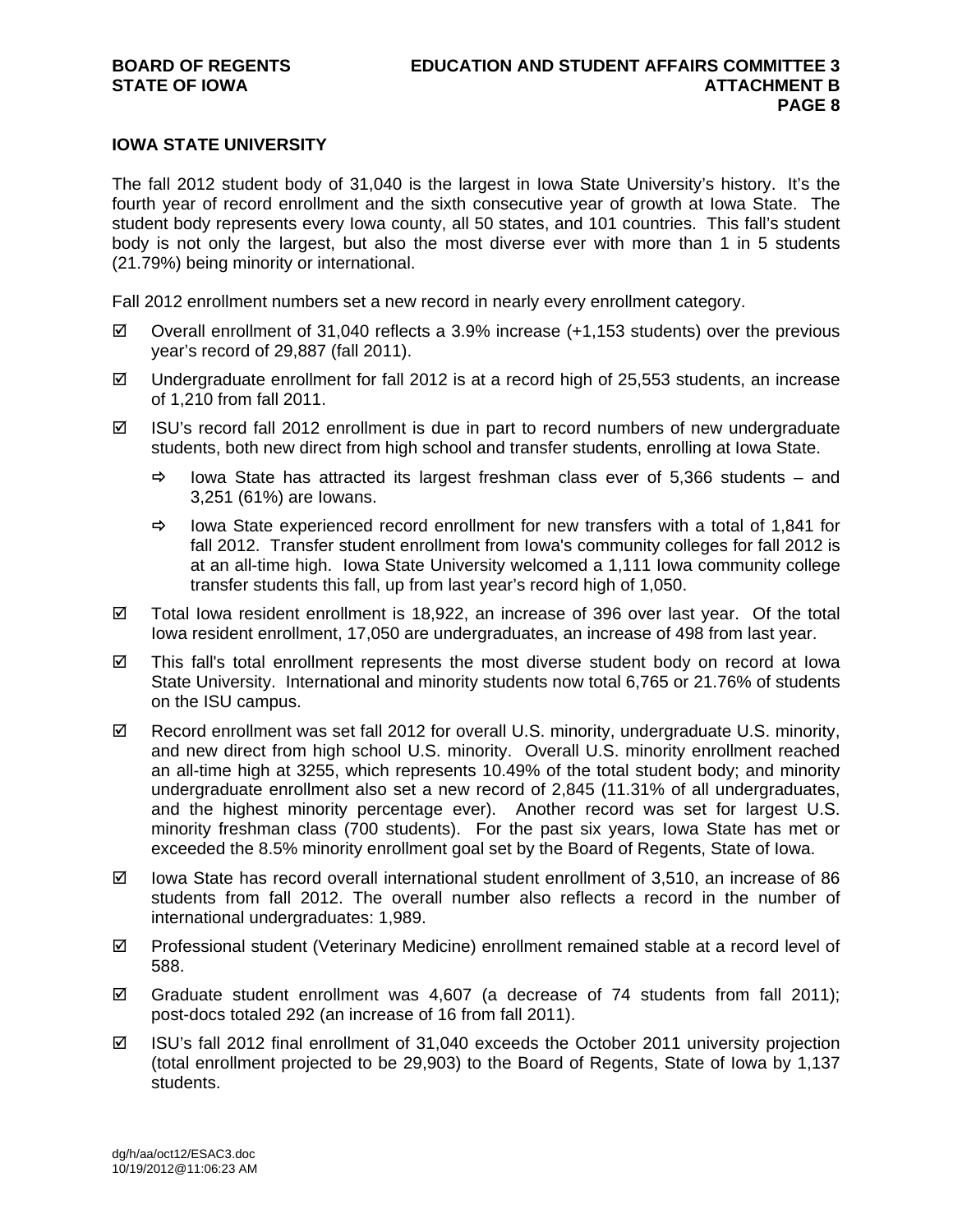## IOWA STATE UNIVERSITY

The fall 2012 student body of 31,040 is the largest in Iowa State University's history. It's the fourth year of record enrollment and the sixth consecutive year of growth at Iowa State. The student body represents every Iowa county, all 50 states, and 101 countries. This fall's student body is not only the largest, but also the most diverse ever with more than 1 in 5 students (21.79%) being minority or international.

Fall 2012 enrollment numbers set a new record in nearly every enrollment category.

- ☑ Overall enrollment of 31,040 reflects a 3.9% increase (+1,153 students) over the previous year's record of 29,887 (fall 2011).
- ☑ Undergraduate enrollment for fall 2012 is at a record high of 25,553 students, an increase of 1,210 from fall 2011.
- ☑ ISU's record fall 2012 enrollment is due in part to record numbers of new undergraduate students, both new direct from high school and transfer students, enrolling at Iowa State.
  - ⇨ Iowa State has attracted its largest freshman class ever of 5,366 students – and 3,251 (61%) are Iowans.
  - ⇨ Iowa State experienced record enrollment for new transfers with a total of 1,841 for fall 2012. Transfer student enrollment from Iowa's community colleges for fall 2012 is at an all-time high. Iowa State University welcomed a 1,111 Iowa community college transfer students this fall, up from last year's record high of 1,050.
- ☑ Total Iowa resident enrollment is 18,922, an increase of 396 over last year. Of the total Iowa resident enrollment, 17,050 are undergraduates, an increase of 498 from last year.
- ☑ This fall's total enrollment represents the most diverse student body on record at Iowa State University. International and minority students now total 6,765 or 21.76% of students on the ISU campus.
- ☑ Record enrollment was set fall 2012 for overall U.S. minority, undergraduate U.S. minority, and new direct from high school U.S. minority. Overall U.S. minority enrollment reached an all-time high at 3255, which represents 10.49% of the total student body; and minority undergraduate enrollment also set a new record of 2,845 (11.31% of all undergraduates, and the highest minority percentage ever). Another record was set for largest U.S. minority freshman class (700 students). For the past six years, Iowa State has met or exceeded the 8.5% minority enrollment goal set by the Board of Regents, State of Iowa.
- ☑ Iowa State has record overall international student enrollment of 3,510, an increase of 86 students from fall 2012. The overall number also reflects a record in the number of international undergraduates: 1,989.
- ☑ Professional student (Veterinary Medicine) enrollment remained stable at a record level of 588.
- ☑ Graduate student enrollment was 4,607 (a decrease of 74 students from fall 2011); post-docs totaled 292 (an increase of 16 from fall 2011).
- ☑ ISU's fall 2012 final enrollment of 31,040 exceeds the October 2011 university projection (total enrollment projected to be 29,903) to the Board of Regents, State of Iowa by 1,137 students.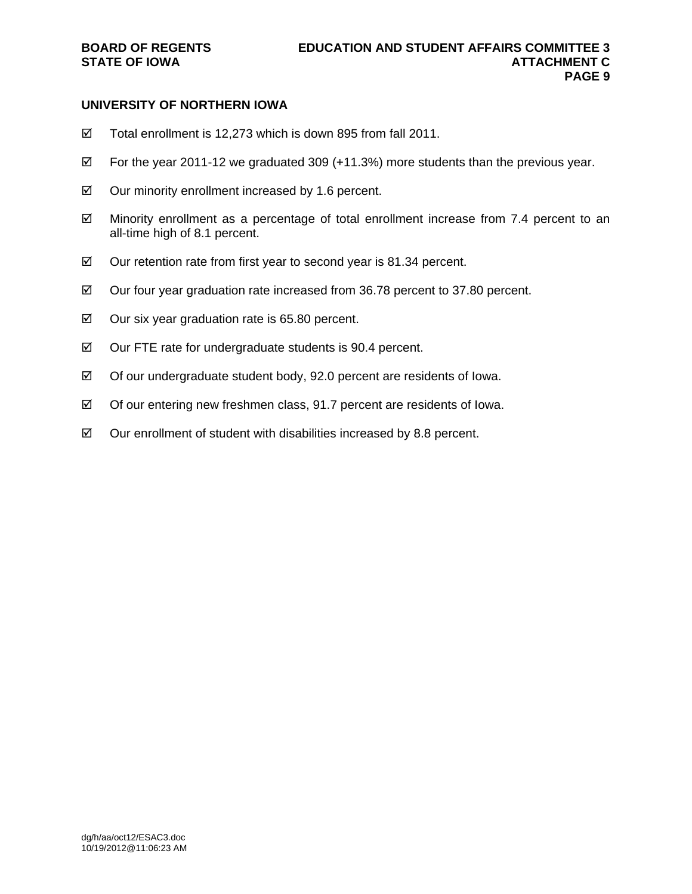## UNIVERSITY OF NORTHERN IOWA

- ☑ Total enrollment is 12,273 which is down 895 from fall 2011.
- ☑ For the year 2011-12 we graduated 309 (+11.3%) more students than the previous year.
- ☑ Our minority enrollment increased by 1.6 percent.
- ☑ Minority enrollment as a percentage of total enrollment increase from 7.4 percent to an all-time high of 8.1 percent.
- ☑ Our retention rate from first year to second year is 81.34 percent.
- ☑ Our four year graduation rate increased from 36.78 percent to 37.80 percent.
- ☑ Our six year graduation rate is 65.80 percent.
- ☑ Our FTE rate for undergraduate students is 90.4 percent.
- ☑ Of our undergraduate student body, 92.0 percent are residents of Iowa.
- ☑ Of our entering new freshmen class, 91.7 percent are residents of Iowa.
- ☑ Our enrollment of student with disabilities increased by 8.8 percent.

dg/h/aa/oct12/ESAC3.doc
10/19/2012@11:06:23 AM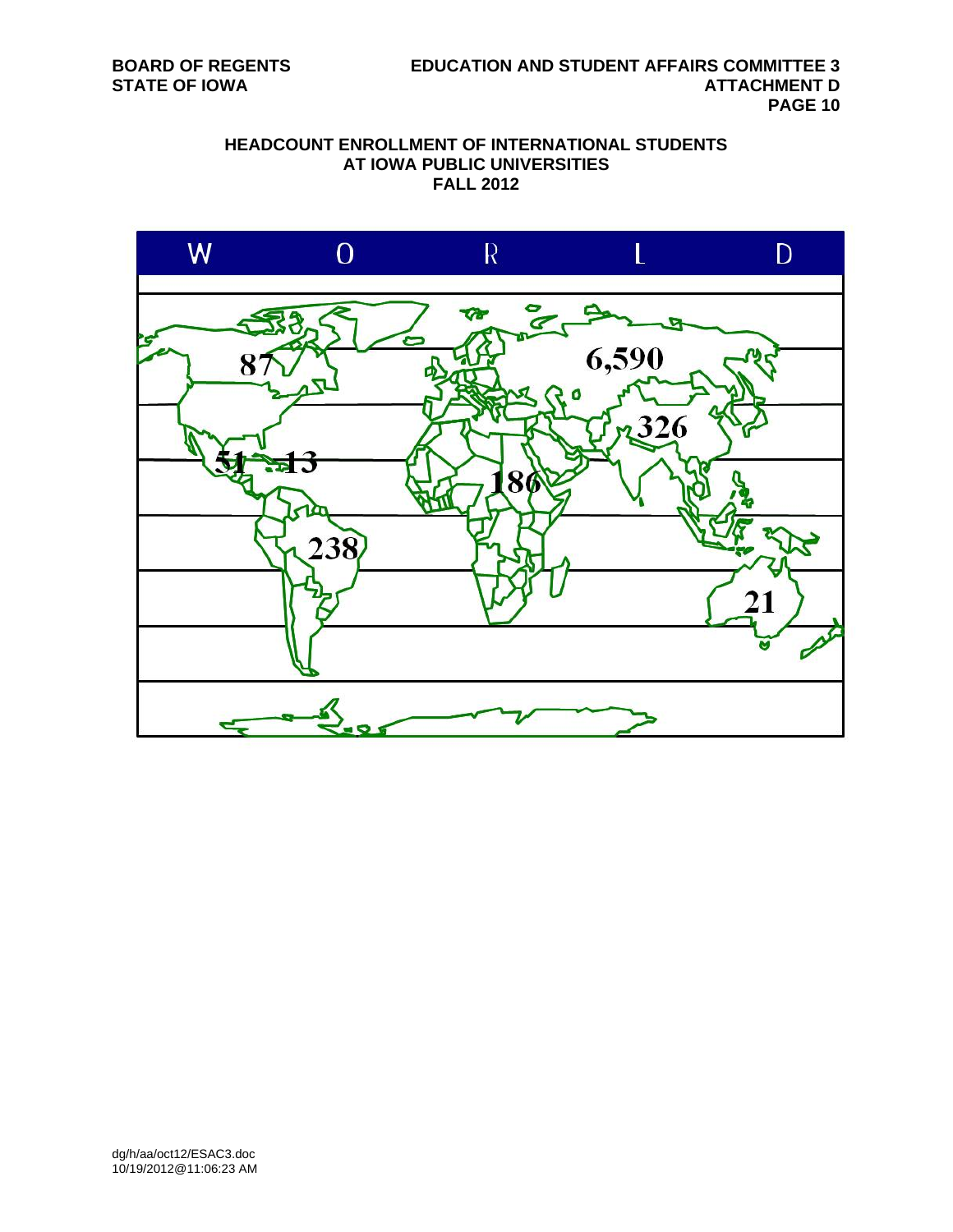### HEADCOUNT ENROLLMENT OF INTERNATIONAL STUDENTS AT IOWA PUBLIC UNIVERSITIES FALL 2012

W O R L D

87

6,590

326

51

13

186

238

21

dg/h/aa/oct12/ESAC3.doc
10/19/2012@11:06:23 AM